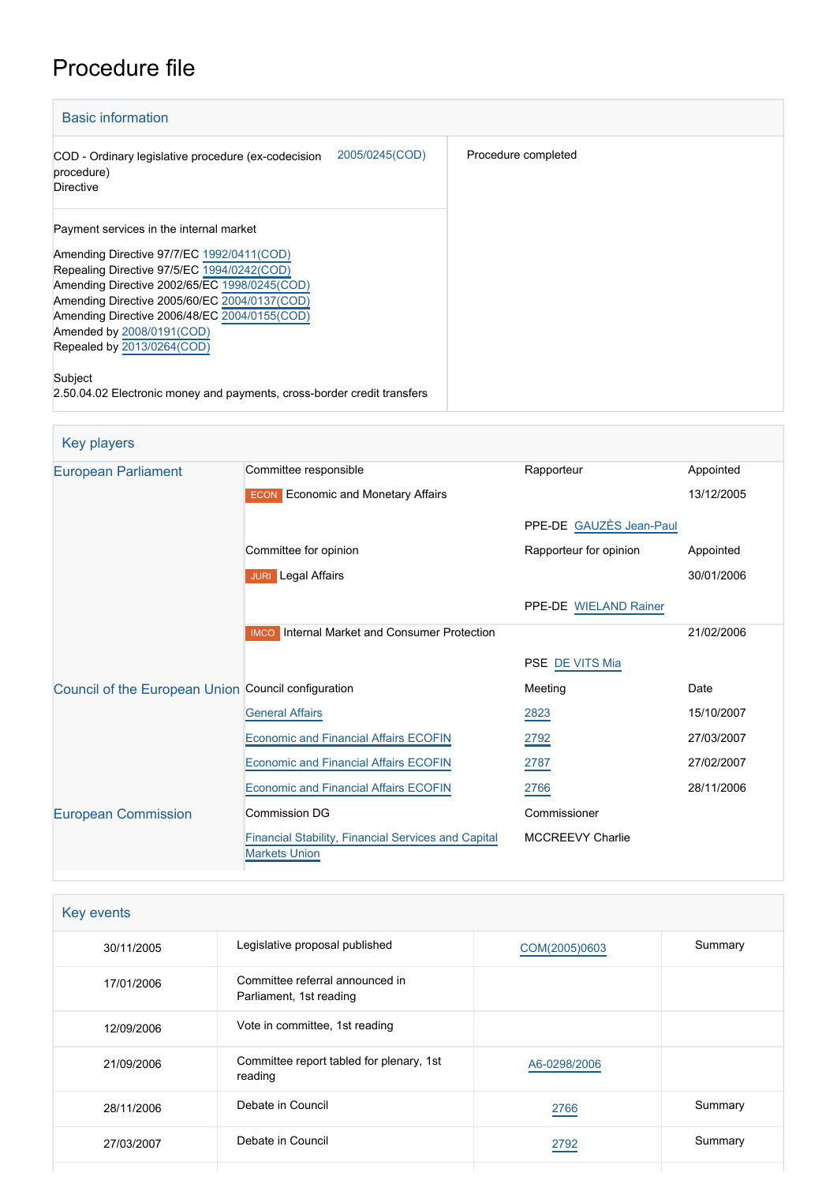# Procedure file

## Basic information

| | |
|---|---|
| COD - Ordinary legislative procedure (ex-codecision procedure)<br>Directive | 2005/0245(COD) |
| Procedure completed | |

Payment services in the internal market

Amending Directive 97/7/EC 1992/0411(COD)
Repealing Directive 97/5/EC 1994/0242(COD)
Amending Directive 2002/65/EC 1998/0245(COD)
Amending Directive 2005/60/EC 2004/0137(COD)
Amending Directive 2006/48/EC 2004/0155(COD)
Amended by 2008/0191(COD)
Repealed by 2013/0264(COD)

Subject
2.50.04.02 Electronic money and payments, cross-border credit transfers

## Key players

| | | | |
|---|---|---|---|
| European Parliament | Committee responsible | Rapporteur | Appointed |
| | ECON Economic and Monetary Affairs | | 13/12/2005 |
| | | PPE-DE GAUZÈS Jean-Paul | |
| | Committee for opinion | Rapporteur for opinion | Appointed |
| | JURI Legal Affairs | | 30/01/2006 |
| | | PPE-DE WIELAND Rainer | |
| | IMCO Internal Market and Consumer Protection | | 21/02/2006 |
| | | PSE DE VITS Mia | |
| Council of the European Union | Council configuration | Meeting | Date |
| | General Affairs | 2823 | 15/10/2007 |
| | Economic and Financial Affairs ECOFIN | 2792 | 27/03/2007 |
| | Economic and Financial Affairs ECOFIN | 2787 | 27/02/2007 |
| | Economic and Financial Affairs ECOFIN | 2766 | 28/11/2006 |
| European Commission | Commission DG | Commissioner | |
| | Financial Stability, Financial Services and Capital Markets Union | MCCREEVY Charlie | |

## Key events

| | | | |
|---|---|---|---|
| 30/11/2005 | Legislative proposal published | COM(2005)0603 | Summary |
| 17/01/2006 | Committee referral announced in Parliament, 1st reading | | |
| 12/09/2006 | Vote in committee, 1st reading | | |
| 21/09/2006 | Committee report tabled for plenary, 1st reading | A6-0298/2006 | |
| 28/11/2006 | Debate in Council | 2766 | Summary |
| 27/03/2007 | Debate in Council | 2792 | Summary |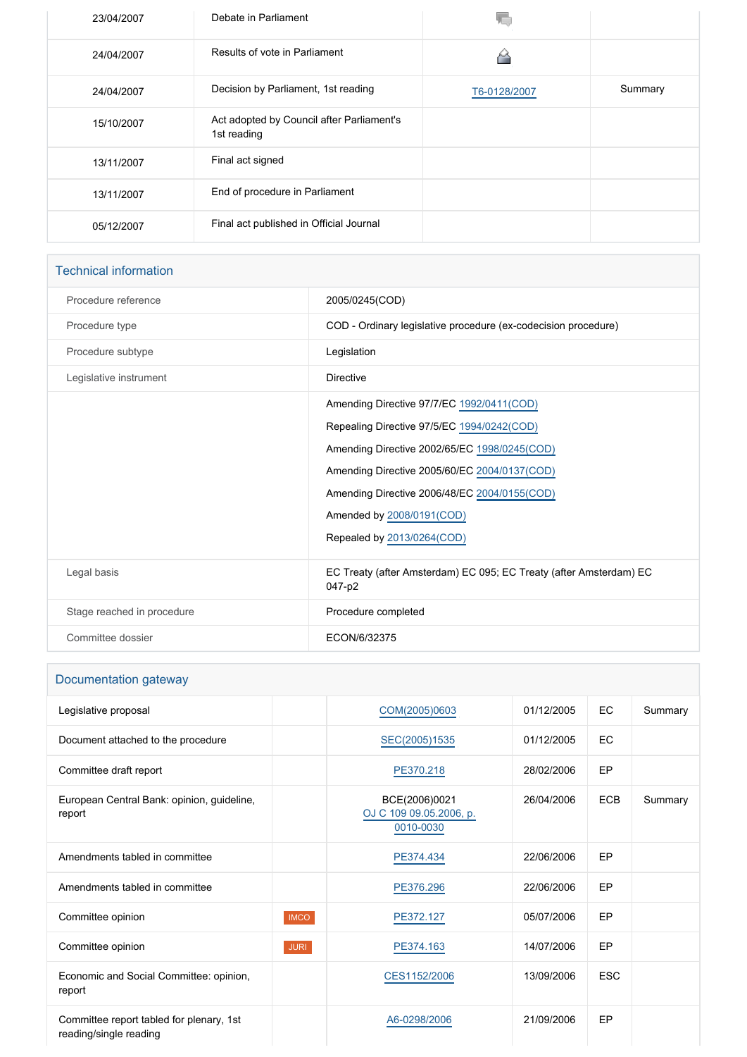| | | | |
|---|---|---|---|
| 23/04/2007 | Debate in Parliament | | |
| 24/04/2007 | Results of vote in Parliament | | |
| 24/04/2007 | Decision by Parliament, 1st reading | T6-0128/2007 | Summary |
| 15/10/2007 | Act adopted by Council after Parliament's 1st reading | | |
| 13/11/2007 | Final act signed | | |
| 13/11/2007 | End of procedure in Parliament | | |
| 05/12/2007 | Final act published in Official Journal | | |

## Technical information

| | |
|---|---|
| Procedure reference | 2005/0245(COD) |
| Procedure type | COD - Ordinary legislative procedure (ex-codecision procedure) |
| Procedure subtype | Legislation |
| Legislative instrument | Directive |
| | Amending Directive 97/7/EC 1992/0411(COD)<br>Repealing Directive 97/5/EC 1994/0242(COD)<br>Amending Directive 2002/65/EC 1998/0245(COD)<br>Amending Directive 2005/60/EC 2004/0137(COD)<br>Amending Directive 2006/48/EC 2004/0155(COD)<br>Amended by 2008/0191(COD)<br>Repealed by 2013/0264(COD) |
| Legal basis | EC Treaty (after Amsterdam) EC 095; EC Treaty (after Amsterdam) EC 047-p2 |
| Stage reached in procedure | Procedure completed |
| Committee dossier | ECON/6/32375 |

## Documentation gateway

| | | | | | |
|---|---|---|---|---|---|
| Legislative proposal | | COM(2005)0603 | 01/12/2005 | EC | Summary |
| Document attached to the procedure | | SEC(2005)1535 | 01/12/2005 | EC | |
| Committee draft report | | PE370.218 | 28/02/2006 | EP | |
| European Central Bank: opinion, guideline, report | | BCE(2006)0021<br>OJ C 109 09.05.2006, p. 0010-0030 | 26/04/2006 | ECB | Summary |
| Amendments tabled in committee | | PE374.434 | 22/06/2006 | EP | |
| Amendments tabled in committee | | PE376.296 | 22/06/2006 | EP | |
| Committee opinion | IMCO | PE372.127 | 05/07/2006 | EP | |
| Committee opinion | JURI | PE374.163 | 14/07/2006 | EP | |
| Economic and Social Committee: opinion, report | | CES1152/2006 | 13/09/2006 | ESC | |
| Committee report tabled for plenary, 1st reading/single reading | | A6-0298/2006 | 21/09/2006 | EP | |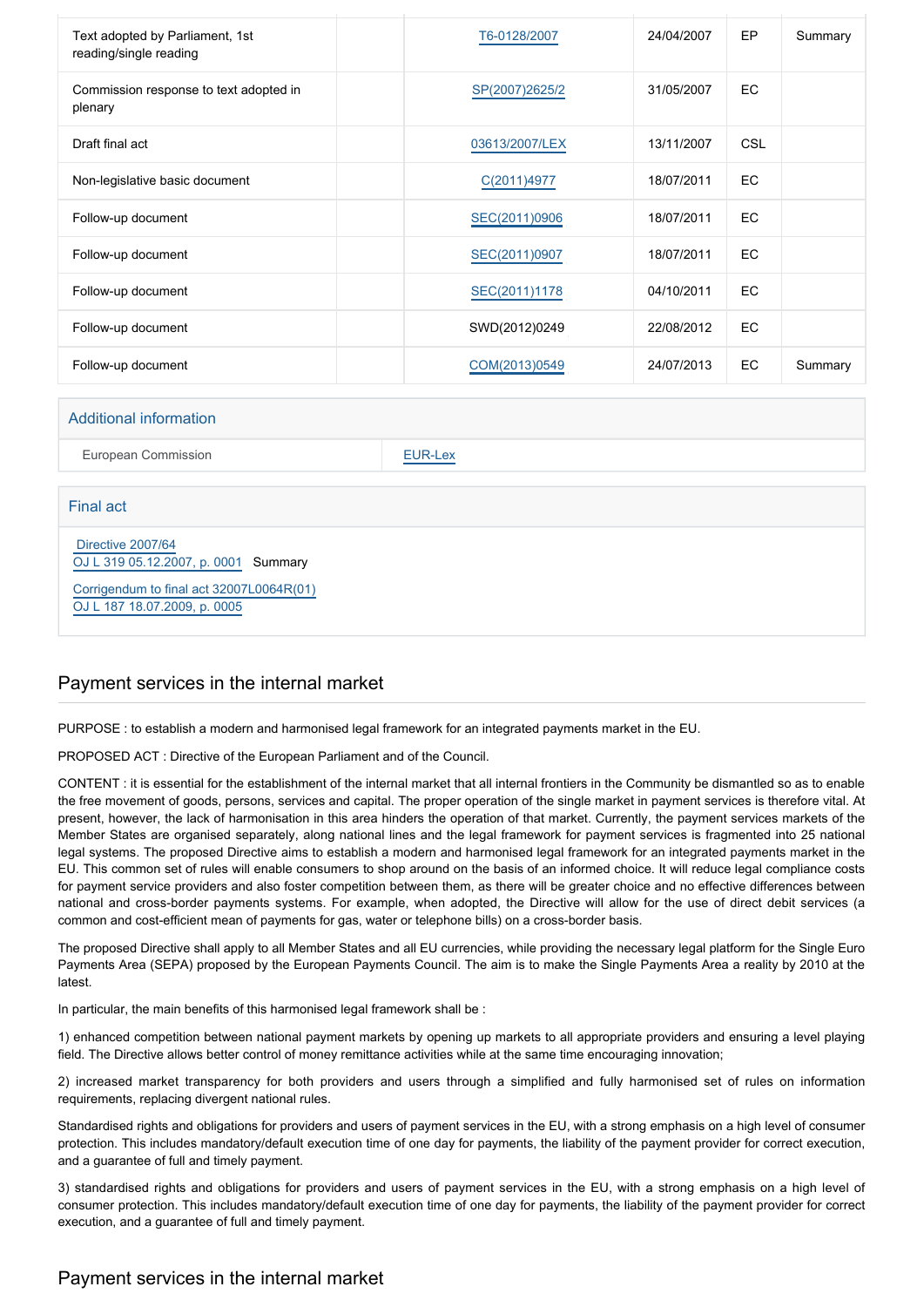| | | | | | |
|---|---|---|---|---|---|
| Text adopted by Parliament, 1st reading/single reading | | T6-0128/2007 | 24/04/2007 | EP | Summary |
| Commission response to text adopted in plenary | | SP(2007)2625/2 | 31/05/2007 | EC | |
| Draft final act | | 03613/2007/LEX | 13/11/2007 | CSL | |
| Non-legislative basic document | | C(2011)4977 | 18/07/2011 | EC | |
| Follow-up document | | SEC(2011)0906 | 18/07/2011 | EC | |
| Follow-up document | | SEC(2011)0907 | 18/07/2011 | EC | |
| Follow-up document | | SEC(2011)1178 | 04/10/2011 | EC | |
| Follow-up document | | SWD(2012)0249 | 22/08/2012 | EC | |
| Follow-up document | | COM(2013)0549 | 24/07/2013 | EC | Summary |

## Additional information

| | |
|---|---|
| European Commission | EUR-Lex |

## Final act

Directive 2007/64
OJ L 319 05.12.2007, p. 0001 Summary

Corrigendum to final act 32007L0064R(01)
OJ L 187 18.07.2009, p. 0005

## Payment services in the internal market

PURPOSE : to establish a modern and harmonised legal framework for an integrated payments market in the EU.

PROPOSED ACT : Directive of the European Parliament and of the Council.

CONTENT : it is essential for the establishment of the internal market that all internal frontiers in the Community be dismantled so as to enable the free movement of goods, persons, services and capital. The proper operation of the single market in payment services is therefore vital. At present, however, the lack of harmonisation in this area hinders the operation of that market. Currently, the payment services markets of the Member States are organised separately, along national lines and the legal framework for payment services is fragmented into 25 national legal systems. The proposed Directive aims to establish a modern and harmonised legal framework for an integrated payments market in the EU. This common set of rules will enable consumers to shop around on the basis of an informed choice. It will reduce legal compliance costs for payment service providers and also foster competition between them, as there will be greater choice and no effective differences between national and cross-border payments systems. For example, when adopted, the Directive will allow for the use of direct debit services (a common and cost-efficient mean of payments for gas, water or telephone bills) on a cross-border basis.

The proposed Directive shall apply to all Member States and all EU currencies, while providing the necessary legal platform for the Single Euro Payments Area (SEPA) proposed by the European Payments Council. The aim is to make the Single Payments Area a reality by 2010 at the latest.

In particular, the main benefits of this harmonised legal framework shall be :

1) enhanced competition between national payment markets by opening up markets to all appropriate providers and ensuring a level playing field. The Directive allows better control of money remittance activities while at the same time encouraging innovation;

2) increased market transparency for both providers and users through a simplified and fully harmonised set of rules on information requirements, replacing divergent national rules.

Standardised rights and obligations for providers and users of payment services in the EU, with a strong emphasis on a high level of consumer protection. This includes mandatory/default execution time of one day for payments, the liability of the payment provider for correct execution, and a guarantee of full and timely payment.

3) standardised rights and obligations for providers and users of payment services in the EU, with a strong emphasis on a high level of consumer protection. This includes mandatory/default execution time of one day for payments, the liability of the payment provider for correct execution, and a guarantee of full and timely payment.

## Payment services in the internal market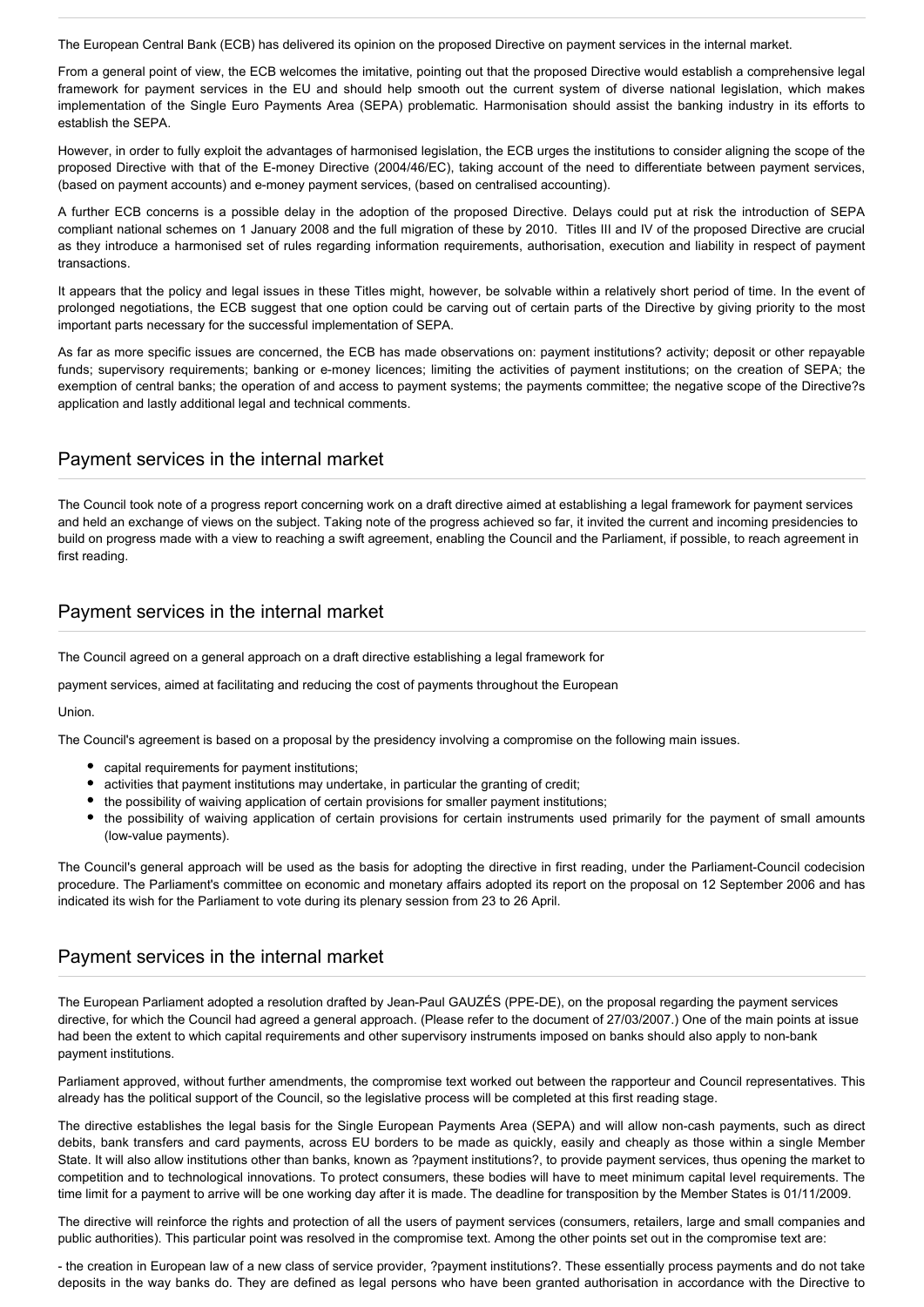The European Central Bank (ECB) has delivered its opinion on the proposed Directive on payment services in the internal market.

From a general point of view, the ECB welcomes the imitative, pointing out that the proposed Directive would establish a comprehensive legal framework for payment services in the EU and should help smooth out the current system of diverse national legislation, which makes implementation of the Single Euro Payments Area (SEPA) problematic. Harmonisation should assist the banking industry in its efforts to establish the SEPA.

However, in order to fully exploit the advantages of harmonised legislation, the ECB urges the institutions to consider aligning the scope of the proposed Directive with that of the E-money Directive (2004/46/EC), taking account of the need to differentiate between payment services, (based on payment accounts) and e-money payment services, (based on centralised accounting).

A further ECB concerns is a possible delay in the adoption of the proposed Directive. Delays could put at risk the introduction of SEPA compliant national schemes on 1 January 2008 and the full migration of these by 2010. Titles III and IV of the proposed Directive are crucial as they introduce a harmonised set of rules regarding information requirements, authorisation, execution and liability in respect of payment transactions.

It appears that the policy and legal issues in these Titles might, however, be solvable within a relatively short period of time. In the event of prolonged negotiations, the ECB suggest that one option could be carving out of certain parts of the Directive by giving priority to the most important parts necessary for the successful implementation of SEPA.

As far as more specific issues are concerned, the ECB has made observations on: payment institutions? activity; deposit or other repayable funds; supervisory requirements; banking or e-money licences; limiting the activities of payment institutions; on the creation of SEPA; the exemption of central banks; the operation of and access to payment systems; the payments committee; the negative scope of the Directive?s application and lastly additional legal and technical comments.

## Payment services in the internal market

The Council took note of a progress report concerning work on a draft directive aimed at establishing a legal framework for payment services and held an exchange of views on the subject. Taking note of the progress achieved so far, it invited the current and incoming presidencies to build on progress made with a view to reaching a swift agreement, enabling the Council and the Parliament, if possible, to reach agreement in first reading.

## Payment services in the internal market

The Council agreed on a general approach on a draft directive establishing a legal framework for

payment services, aimed at facilitating and reducing the cost of payments throughout the European

Union.

The Council's agreement is based on a proposal by the presidency involving a compromise on the following main issues.

- capital requirements for payment institutions;
- activities that payment institutions may undertake, in particular the granting of credit;
- the possibility of waiving application of certain provisions for smaller payment institutions;
- the possibility of waiving application of certain provisions for certain instruments used primarily for the payment of small amounts (low-value payments).

The Council's general approach will be used as the basis for adopting the directive in first reading, under the Parliament-Council codecision procedure. The Parliament's committee on economic and monetary affairs adopted its report on the proposal on 12 September 2006 and has indicated its wish for the Parliament to vote during its plenary session from 23 to 26 April.

## Payment services in the internal market

The European Parliament adopted a resolution drafted by Jean-Paul GAUZÉS (PPE-DE), on the proposal regarding the payment services directive, for which the Council had agreed a general approach. (Please refer to the document of 27/03/2007.) One of the main points at issue had been the extent to which capital requirements and other supervisory instruments imposed on banks should also apply to non-bank payment institutions.

Parliament approved, without further amendments, the compromise text worked out between the rapporteur and Council representatives. This already has the political support of the Council, so the legislative process will be completed at this first reading stage.

The directive establishes the legal basis for the Single European Payments Area (SEPA) and will allow non-cash payments, such as direct debits, bank transfers and card payments, across EU borders to be made as quickly, easily and cheaply as those within a single Member State. It will also allow institutions other than banks, known as ?payment institutions?, to provide payment services, thus opening the market to competition and to technological innovations. To protect consumers, these bodies will have to meet minimum capital level requirements. The time limit for a payment to arrive will be one working day after it is made. The deadline for transposition by the Member States is 01/11/2009.

The directive will reinforce the rights and protection of all the users of payment services (consumers, retailers, large and small companies and public authorities). This particular point was resolved in the compromise text. Among the other points set out in the compromise text are:

- the creation in European law of a new class of service provider, ?payment institutions?. These essentially process payments and do not take deposits in the way banks do. They are defined as legal persons who have been granted authorisation in accordance with the Directive to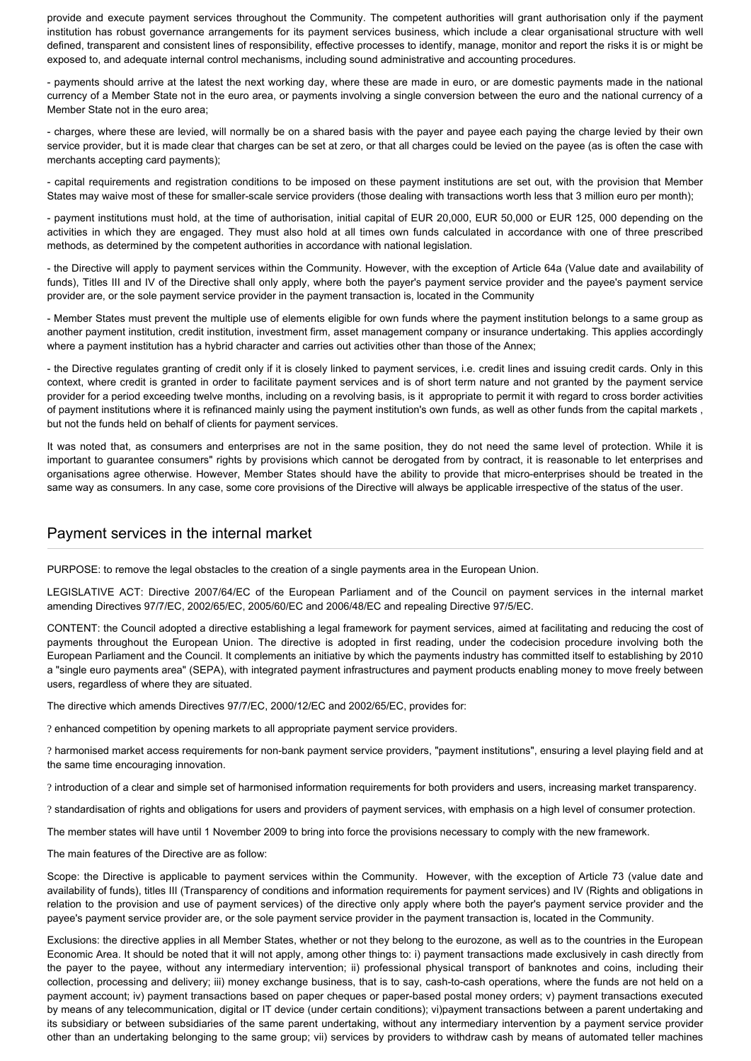provide and execute payment services throughout the Community. The competent authorities will grant authorisation only if the payment institution has robust governance arrangements for its payment services business, which include a clear organisational structure with well defined, transparent and consistent lines of responsibility, effective processes to identify, manage, monitor and report the risks it is or might be exposed to, and adequate internal control mechanisms, including sound administrative and accounting procedures.

- payments should arrive at the latest the next working day, where these are made in euro, or are domestic payments made in the national currency of a Member State not in the euro area, or payments involving a single conversion between the euro and the national currency of a Member State not in the euro area;

- charges, where these are levied, will normally be on a shared basis with the payer and payee each paying the charge levied by their own service provider, but it is made clear that charges can be set at zero, or that all charges could be levied on the payee (as is often the case with merchants accepting card payments);

- capital requirements and registration conditions to be imposed on these payment institutions are set out, with the provision that Member States may waive most of these for smaller-scale service providers (those dealing with transactions worth less that 3 million euro per month);

- payment institutions must hold, at the time of authorisation, initial capital of EUR 20,000, EUR 50,000 or EUR 125, 000 depending on the activities in which they are engaged. They must also hold at all times own funds calculated in accordance with one of three prescribed methods, as determined by the competent authorities in accordance with national legislation.

- the Directive will apply to payment services within the Community. However, with the exception of Article 64a (Value date and availability of funds), Titles III and IV of the Directive shall only apply, where both the payer's payment service provider and the payee's payment service provider are, or the sole payment service provider in the payment transaction is, located in the Community

- Member States must prevent the multiple use of elements eligible for own funds where the payment institution belongs to a same group as another payment institution, credit institution, investment firm, asset management company or insurance undertaking. This applies accordingly where a payment institution has a hybrid character and carries out activities other than those of the Annex;

- the Directive regulates granting of credit only if it is closely linked to payment services, i.e. credit lines and issuing credit cards. Only in this context, where credit is granted in order to facilitate payment services and is of short term nature and not granted by the payment service provider for a period exceeding twelve months, including on a revolving basis, is it appropriate to permit it with regard to cross border activities of payment institutions where it is refinanced mainly using the payment institution's own funds, as well as other funds from the capital markets , but not the funds held on behalf of clients for payment services.

It was noted that, as consumers and enterprises are not in the same position, they do not need the same level of protection. While it is important to guarantee consumers" rights by provisions which cannot be derogated from by contract, it is reasonable to let enterprises and organisations agree otherwise. However, Member States should have the ability to provide that micro-enterprises should be treated in the same way as consumers. In any case, some core provisions of the Directive will always be applicable irrespective of the status of the user.

## Payment services in the internal market

PURPOSE: to remove the legal obstacles to the creation of a single payments area in the European Union.

LEGISLATIVE ACT: Directive 2007/64/EC of the European Parliament and of the Council on payment services in the internal market amending Directives 97/7/EC, 2002/65/EC, 2005/60/EC and 2006/48/EC and repealing Directive 97/5/EC.

CONTENT: the Council adopted a directive establishing a legal framework for payment services, aimed at facilitating and reducing the cost of payments throughout the European Union. The directive is adopted in first reading, under the codecision procedure involving both the European Parliament and the Council. It complements an initiative by which the payments industry has committed itself to establishing by 2010 a "single euro payments area" (SEPA), with integrated payment infrastructures and payment products enabling money to move freely between users, regardless of where they are situated.

The directive which amends Directives 97/7/EC, 2000/12/EC and 2002/65/EC, provides for:

? enhanced competition by opening markets to all appropriate payment service providers.

? harmonised market access requirements for non-bank payment service providers, "payment institutions", ensuring a level playing field and at the same time encouraging innovation.

? introduction of a clear and simple set of harmonised information requirements for both providers and users, increasing market transparency.

? standardisation of rights and obligations for users and providers of payment services, with emphasis on a high level of consumer protection.

The member states will have until 1 November 2009 to bring into force the provisions necessary to comply with the new framework.

The main features of the Directive are as follow:

Scope: the Directive is applicable to payment services within the Community. However, with the exception of Article 73 (value date and availability of funds), titles III (Transparency of conditions and information requirements for payment services) and IV (Rights and obligations in relation to the provision and use of payment services) of the directive only apply where both the payer's payment service provider and the payee's payment service provider are, or the sole payment service provider in the payment transaction is, located in the Community.

Exclusions: the directive applies in all Member States, whether or not they belong to the eurozone, as well as to the countries in the European Economic Area. It should be noted that it will not apply, among other things to: i) payment transactions made exclusively in cash directly from the payer to the payee, without any intermediary intervention; ii) professional physical transport of banknotes and coins, including their collection, processing and delivery; iii) money exchange business, that is to say, cash-to-cash operations, where the funds are not held on a payment account; iv) payment transactions based on paper cheques or paper-based postal money orders; v) payment transactions executed by means of any telecommunication, digital or IT device (under certain conditions); vi)payment transactions between a parent undertaking and its subsidiary or between subsidiaries of the same parent undertaking, without any intermediary intervention by a payment service provider other than an undertaking belonging to the same group; vii) services by providers to withdraw cash by means of automated teller machines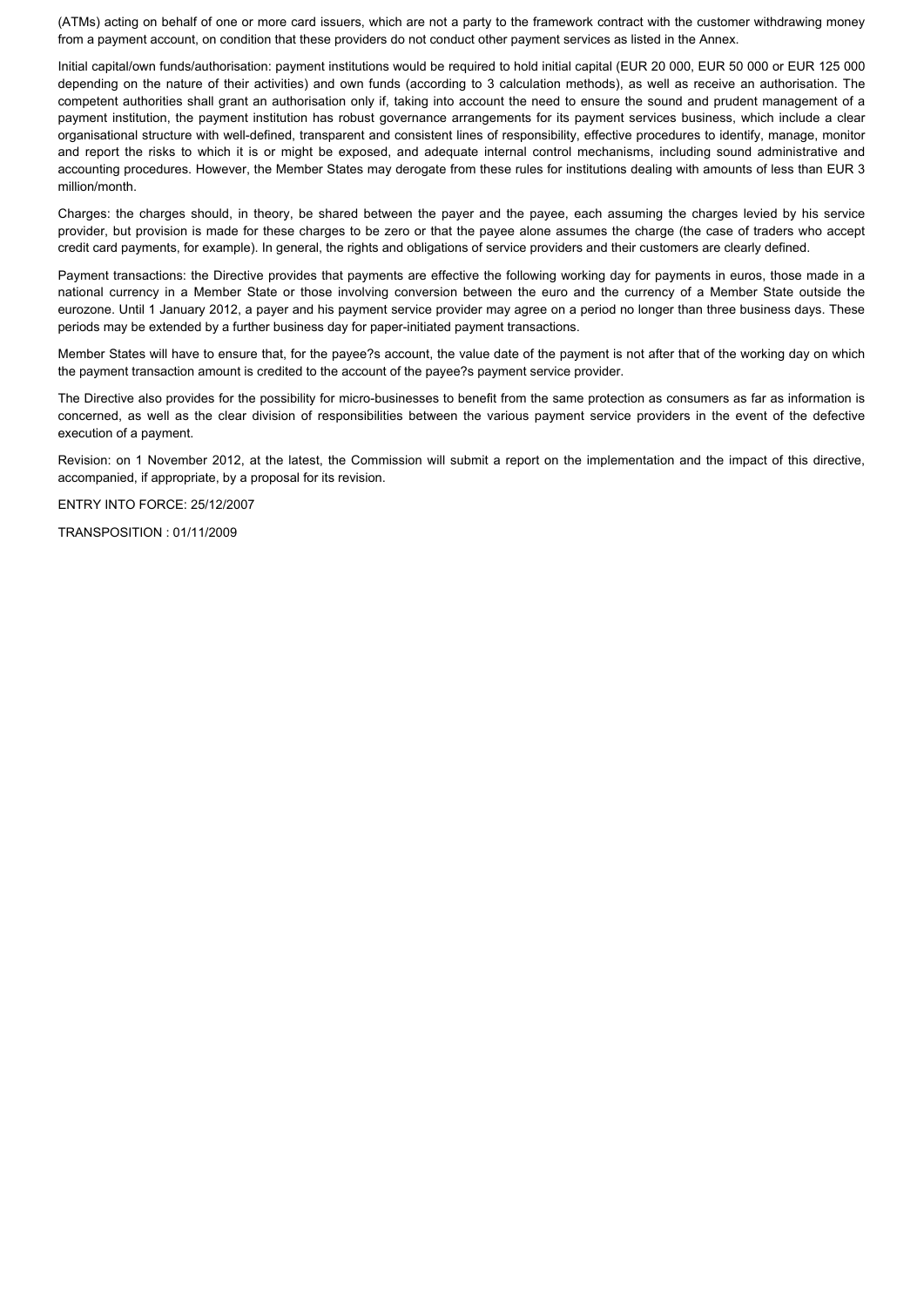(ATMs) acting on behalf of one or more card issuers, which are not a party to the framework contract with the customer withdrawing money from a payment account, on condition that these providers do not conduct other payment services as listed in the Annex.

Initial capital/own funds/authorisation: payment institutions would be required to hold initial capital (EUR 20 000, EUR 50 000 or EUR 125 000 depending on the nature of their activities) and own funds (according to 3 calculation methods), as well as receive an authorisation. The competent authorities shall grant an authorisation only if, taking into account the need to ensure the sound and prudent management of a payment institution, the payment institution has robust governance arrangements for its payment services business, which include a clear organisational structure with well-defined, transparent and consistent lines of responsibility, effective procedures to identify, manage, monitor and report the risks to which it is or might be exposed, and adequate internal control mechanisms, including sound administrative and accounting procedures. However, the Member States may derogate from these rules for institutions dealing with amounts of less than EUR 3 million/month.

Charges: the charges should, in theory, be shared between the payer and the payee, each assuming the charges levied by his service provider, but provision is made for these charges to be zero or that the payee alone assumes the charge (the case of traders who accept credit card payments, for example). In general, the rights and obligations of service providers and their customers are clearly defined.

Payment transactions: the Directive provides that payments are effective the following working day for payments in euros, those made in a national currency in a Member State or those involving conversion between the euro and the currency of a Member State outside the eurozone. Until 1 January 2012, a payer and his payment service provider may agree on a period no longer than three business days. These periods may be extended by a further business day for paper-initiated payment transactions.

Member States will have to ensure that, for the payee?s account, the value date of the payment is not after that of the working day on which the payment transaction amount is credited to the account of the payee?s payment service provider.

The Directive also provides for the possibility for micro-businesses to benefit from the same protection as consumers as far as information is concerned, as well as the clear division of responsibilities between the various payment service providers in the event of the defective execution of a payment.

Revision: on 1 November 2012, at the latest, the Commission will submit a report on the implementation and the impact of this directive, accompanied, if appropriate, by a proposal for its revision.

ENTRY INTO FORCE: 25/12/2007

TRANSPOSITION : 01/11/2009